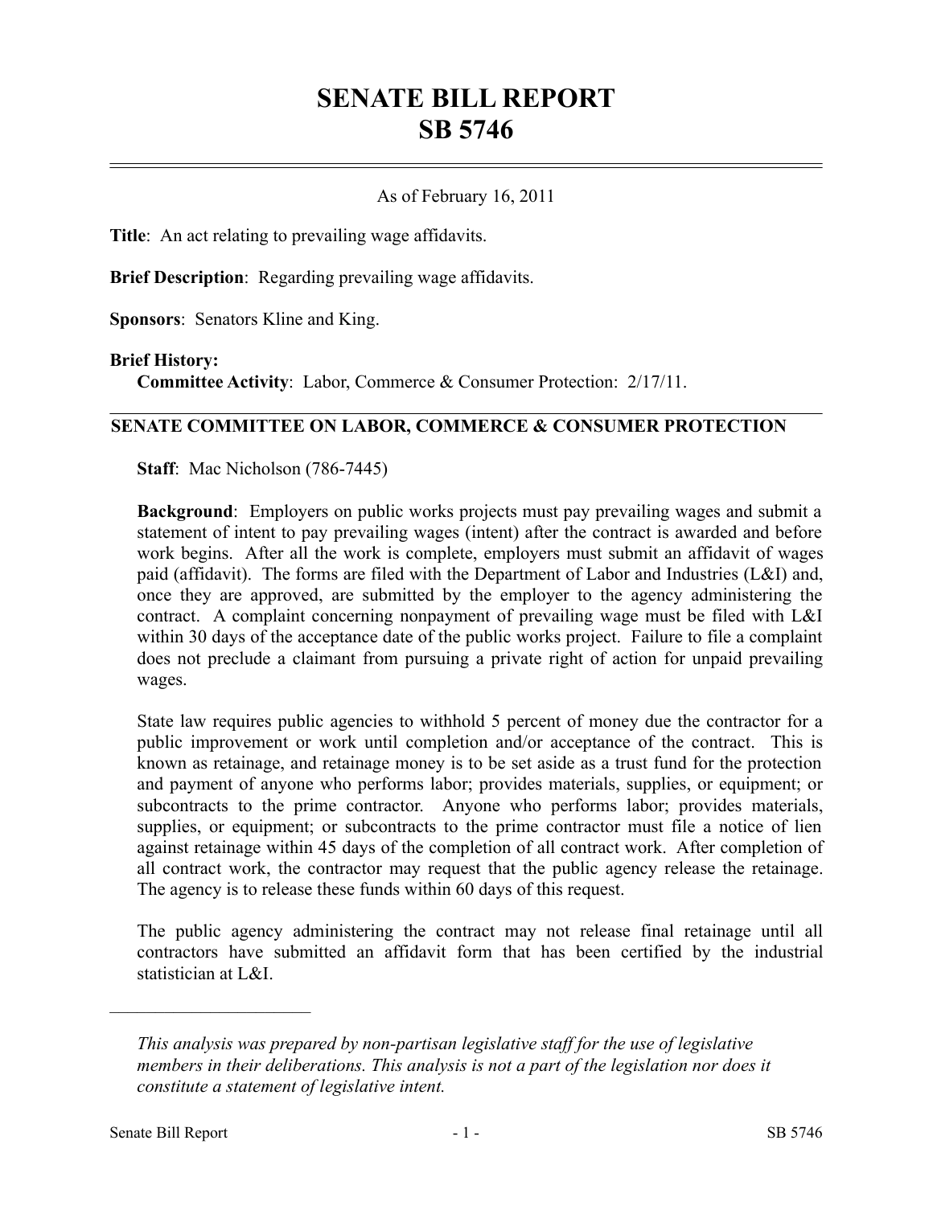# SENATE BILL REPORT
# SB 5746

As of February 16, 2011

**Title**: An act relating to prevailing wage affidavits.

**Brief Description**: Regarding prevailing wage affidavits.

**Sponsors**: Senators Kline and King.

**Brief History:**

**Committee Activity**: Labor, Commerce & Consumer Protection: 2/17/11.

## SENATE COMMITTEE ON LABOR, COMMERCE & CONSUMER PROTECTION

**Staff**: Mac Nicholson (786-7445)

**Background**: Employers on public works projects must pay prevailing wages and submit a statement of intent to pay prevailing wages (intent) after the contract is awarded and before work begins. After all the work is complete, employers must submit an affidavit of wages paid (affidavit). The forms are filed with the Department of Labor and Industries (L&I) and, once they are approved, are submitted by the employer to the agency administering the contract. A complaint concerning nonpayment of prevailing wage must be filed with L&I within 30 days of the acceptance date of the public works project. Failure to file a complaint does not preclude a claimant from pursuing a private right of action for unpaid prevailing wages.

State law requires public agencies to withhold 5 percent of money due the contractor for a public improvement or work until completion and/or acceptance of the contract. This is known as retainage, and retainage money is to be set aside as a trust fund for the protection and payment of anyone who performs labor; provides materials, supplies, or equipment; or subcontracts to the prime contractor. Anyone who performs labor; provides materials, supplies, or equipment; or subcontracts to the prime contractor must file a notice of lien against retainage within 45 days of the completion of all contract work. After completion of all contract work, the contractor may request that the public agency release the retainage. The agency is to release these funds within 60 days of this request.

The public agency administering the contract may not release final retainage until all contractors have submitted an affidavit form that has been certified by the industrial statistician at L&I.

---

*This analysis was prepared by non-partisan legislative staff for the use of legislative members in their deliberations. This analysis is not a part of the legislation nor does it constitute a statement of legislative intent.*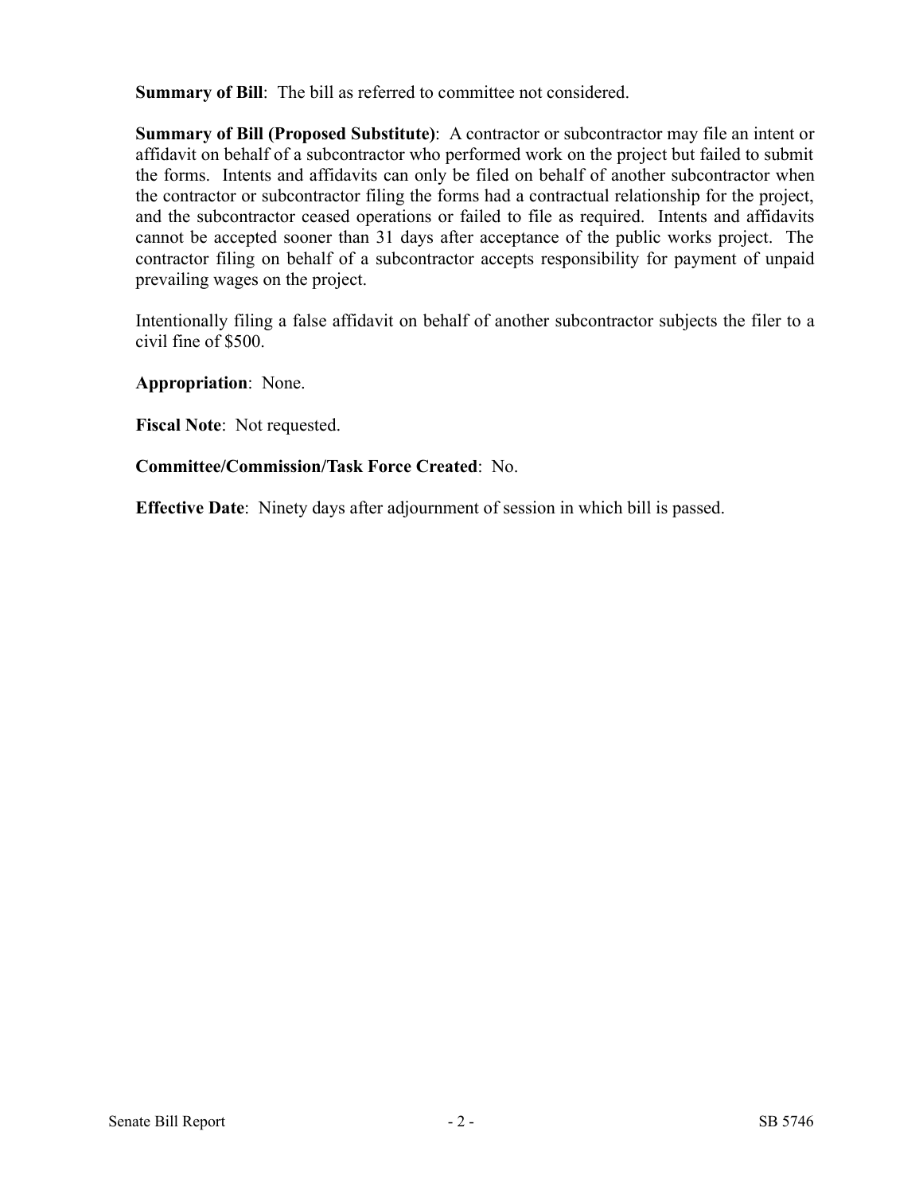**Summary of Bill**: The bill as referred to committee not considered.

**Summary of Bill (Proposed Substitute)**: A contractor or subcontractor may file an intent or affidavit on behalf of a subcontractor who performed work on the project but failed to submit the forms. Intents and affidavits can only be filed on behalf of another subcontractor when the contractor or subcontractor filing the forms had a contractual relationship for the project, and the subcontractor ceased operations or failed to file as required. Intents and affidavits cannot be accepted sooner than 31 days after acceptance of the public works project. The contractor filing on behalf of a subcontractor accepts responsibility for payment of unpaid prevailing wages on the project.

Intentionally filing a false affidavit on behalf of another subcontractor subjects the filer to a civil fine of $500.

**Appropriation**: None.

**Fiscal Note**: Not requested.

**Committee/Commission/Task Force Created**: No.

**Effective Date**: Ninety days after adjournment of session in which bill is passed.